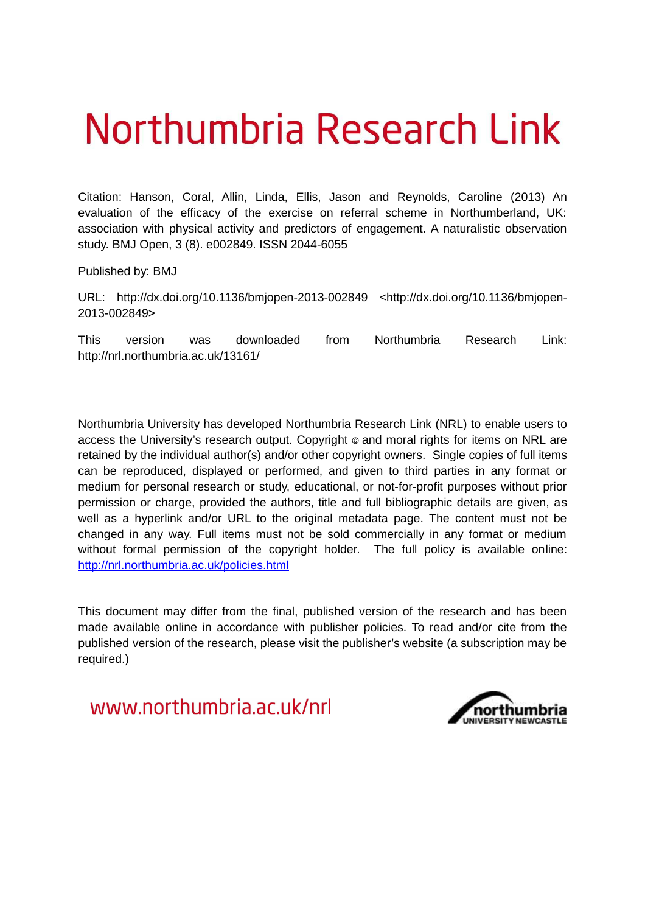# Northumbria Research Link

Citation: Hanson, Coral, Allin, Linda, Ellis, Jason and Reynolds, Caroline (2013) An evaluation of the efficacy of the exercise on referral scheme in Northumberland, UK: association with physical activity and predictors of engagement. A naturalistic observation study. BMJ Open, 3 (8). e002849. ISSN 2044-6055

Published by: BMJ

URL: http://dx.doi.org/10.1136/bmjopen-2013-002849 <http://dx.doi.org/10.1136/bmjopen-2013-002849>

This version was downloaded from Northumbria Research Link: http://nrl.northumbria.ac.uk/13161/

Northumbria University has developed Northumbria Research Link (NRL) to enable users to access the University's research output. Copyright © and moral rights for items on NRL are retained by the individual author(s) and/or other copyright owners. Single copies of full items can be reproduced, displayed or performed, and given to third parties in any format or medium for personal research or study, educational, or not-for-profit purposes without prior permission or charge, provided the authors, title and full bibliographic details are given, as well as a hyperlink and/or URL to the original metadata page. The content must not be changed in any way. Full items must not be sold commercially in any format or medium without formal permission of the copyright holder. The full policy is available online: http://nrl.northumbria.ac.uk/policies.html

This document may differ from the final, published version of the research and has been made available online in accordance with publisher policies. To read and/or cite from the published version of the research, please visit the publisher's website (a subscription may be required.)

www.northumbria.ac.uk/nrl

northumbria UNIVERSITY NEWCASTLE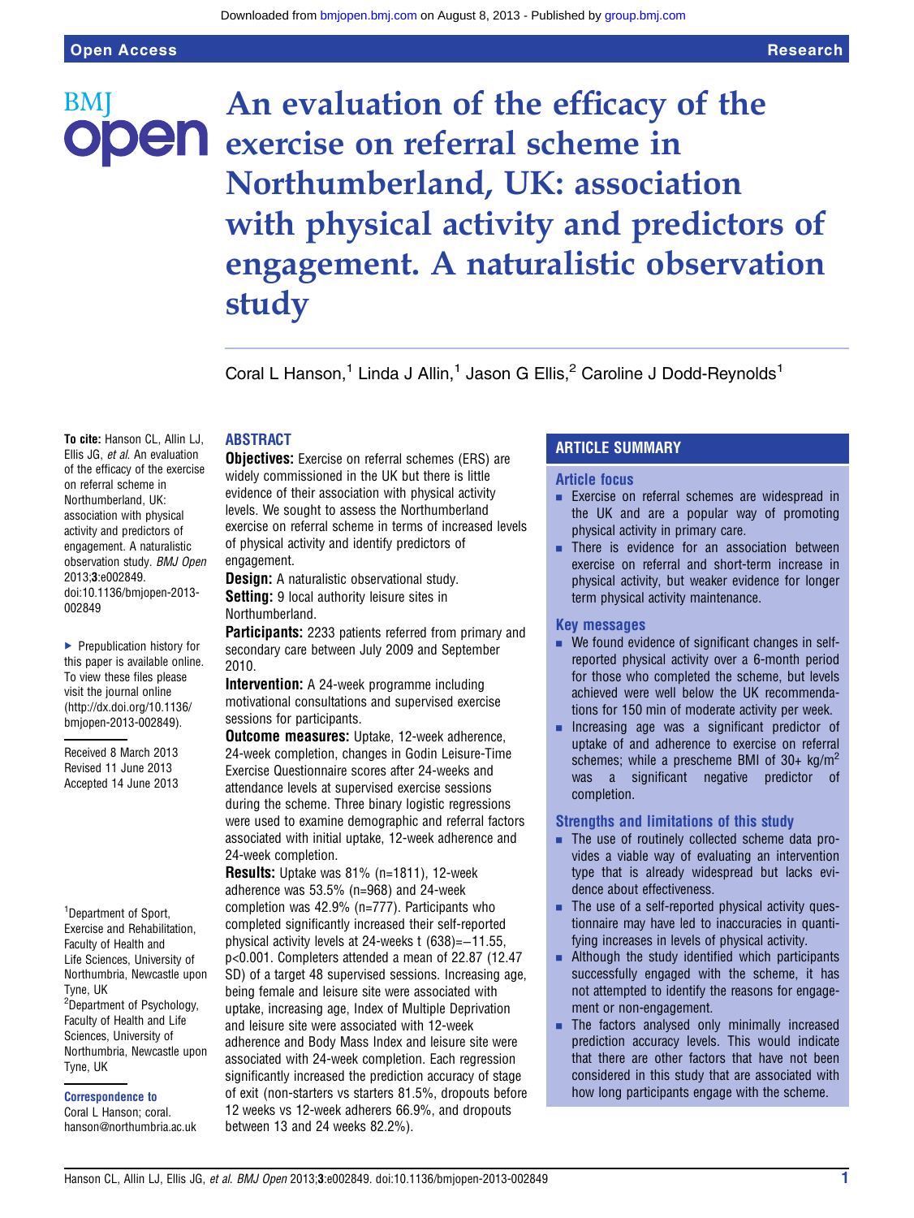# An evaluation of the efficacy of the exercise on referral scheme in Northumberland, UK: association with physical activity and predictors of engagement. A naturalistic observation study

Coral L Hanson,[1] Linda J Allin,[1] Jason G Ellis,[2] Caroline J Dodd-Reynolds[1]

**To cite:** Hanson CL, Allin LJ, Ellis JG, *et al*. An evaluation of the efficacy of the exercise on referral scheme in Northumberland, UK: association with physical activity and predictors of engagement. A naturalistic observation study. *BMJ Open* 2013;**3**:e002849. doi:10.1136/bmjopen-2013-002849

▸ Prepublication history for this paper is available online. To view these files please visit the journal online (http://dx.doi.org/10.1136/bmjopen-2013-002849).

Received 8 March 2013
Revised 11 June 2013
Accepted 14 June 2013

[1]Department of Sport, Exercise and Rehabilitation, Faculty of Health and Life Sciences, University of Northumbria, Newcastle upon Tyne, UK
[2]Department of Psychology, Faculty of Health and Life Sciences, University of Northumbria, Newcastle upon Tyne, UK

**Correspondence to**
Coral L Hanson; coral.hanson@northumbria.ac.uk

## ABSTRACT

**Objectives:** Exercise on referral schemes (ERS) are widely commissioned in the UK but there is little evidence of their association with physical activity levels. We sought to assess the Northumberland exercise on referral scheme in terms of increased levels of physical activity and identify predictors of engagement.

**Design:** A naturalistic observational study.

**Setting:** 9 local authority leisure sites in Northumberland.

**Participants:** 2233 patients referred from primary and secondary care between July 2009 and September 2010.

**Intervention:** A 24-week programme including motivational consultations and supervised exercise sessions for participants.

**Outcome measures:** Uptake, 12-week adherence, 24-week completion, changes in Godin Leisure-Time Exercise Questionnaire scores after 24-weeks and attendance levels at supervised exercise sessions during the scheme. Three binary logistic regressions were used to examine demographic and referral factors associated with initial uptake, 12-week adherence and 24-week completion.

**Results:** Uptake was 81% (n=1811), 12-week adherence was 53.5% (n=968) and 24-week completion was 42.9% (n=777). Participants who completed significantly increased their self-reported physical activity levels at 24-weeks $t(638)=-11.55$, $p<0.001$. Completers attended a mean of 22.87 (12.47 SD) of a target 48 supervised sessions. Increasing age, being female and leisure site were associated with uptake, increasing age, Index of Multiple Deprivation and leisure site were associated with 12-week adherence and Body Mass Index and leisure site were associated with 24-week completion. Each regression significantly increased the prediction accuracy of stage of exit (non-starters vs starters 81.5%, dropouts before 12 weeks vs 12-week adherers 66.9%, and dropouts between 13 and 24 weeks 82.2%).

## ARTICLE SUMMARY

### Article focus

- Exercise on referral schemes are widespread in the UK and are a popular way of promoting physical activity in primary care.
- There is evidence for an association between exercise on referral and short-term increase in physical activity, but weaker evidence for longer term physical activity maintenance.

### Key messages

- We found evidence of significant changes in self-reported physical activity over a 6-month period for those who completed the scheme, but levels achieved were well below the UK recommendations for 150 min of moderate activity per week.
- Increasing age was a significant predictor of uptake of and adherence to exercise on referral schemes; while a prescheme BMI of 30+ kg/m$^2$ was a significant negative predictor of completion.

### Strengths and limitations of this study

- The use of routinely collected scheme data provides a viable way of evaluating an intervention type that is already widespread but lacks evidence about effectiveness.
- The use of a self-reported physical activity questionnaire may have led to inaccuracies in quantifying increases in levels of physical activity.
- Although the study identified which participants successfully engaged with the scheme, it has not attempted to identify the reasons for engagement or non-engagement.
- The factors analysed only minimally increased prediction accuracy levels. This would indicate that there are other factors that have not been considered in this study that are associated with how long participants engage with the scheme.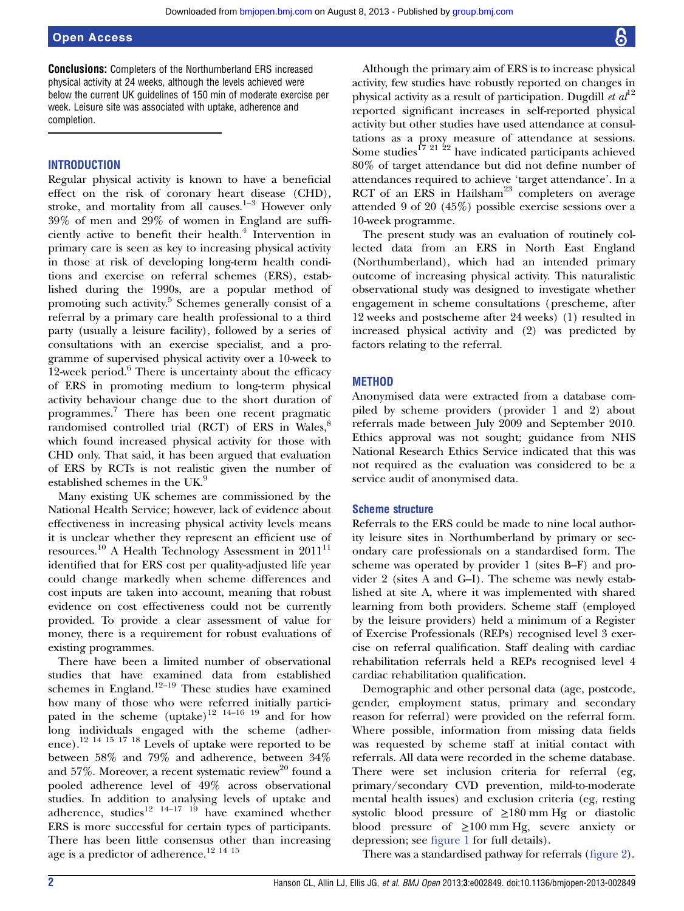**Conclusions:** Completers of the Northumberland ERS increased physical activity at 24 weeks, although the levels achieved were below the current UK guidelines of 150 min of moderate exercise per week. Leisure site was associated with uptake, adherence and completion.

## INTRODUCTION

Regular physical activity is known to have a beneficial effect on the risk of coronary heart disease (CHD), stroke, and mortality from all causes.[1–3] However only 39% of men and 29% of women in England are sufficiently active to benefit their health.[4] Intervention in primary care is seen as key to increasing physical activity in those at risk of developing long-term health conditions and exercise on referral schemes (ERS), established during the 1990s, are a popular method of promoting such activity.[5] Schemes generally consist of a referral by a primary care health professional to a third party (usually a leisure facility), followed by a series of consultations with an exercise specialist, and a programme of supervised physical activity over a 10-week to 12-week period.[6] There is uncertainty about the efficacy of ERS in promoting medium to long-term physical activity behaviour change due to the short duration of programmes.[7] There has been one recent pragmatic randomised controlled trial (RCT) of ERS in Wales,[8] which found increased physical activity for those with CHD only. That said, it has been argued that evaluation of ERS by RCTs is not realistic given the number of established schemes in the UK.[9]

Many existing UK schemes are commissioned by the National Health Service; however, lack of evidence about effectiveness in increasing physical activity levels means it is unclear whether they represent an efficient use of resources.[10] A Health Technology Assessment in 2011[11] identified that for ERS cost per quality-adjusted life year could change markedly when scheme differences and cost inputs are taken into account, meaning that robust evidence on cost effectiveness could not be currently provided. To provide a clear assessment of value for money, there is a requirement for robust evaluations of existing programmes.

There have been a limited number of observational studies that have examined data from established schemes in England.[12–19] These studies have examined how many of those who were referred initially participated in the scheme (uptake)[12 14–16 19] and for how long individuals engaged with the scheme (adherence).[12 14 15 17 18] Levels of uptake were reported to be between 58% and 79% and adherence, between 34% and 57%. Moreover, a recent systematic review[20] found a pooled adherence level of 49% across observational studies. In addition to analysing levels of uptake and adherence, studies[12 14–17 19] have examined whether ERS is more successful for certain types of participants. There has been little consensus other than increasing age is a predictor of adherence.[12 14 15]

Although the primary aim of ERS is to increase physical activity, few studies have robustly reported on changes in physical activity as a result of participation. Dugdill *et al*[12] reported significant increases in self-reported physical activity but other studies have used attendance at consultations as a proxy measure of attendance at sessions. Some studies[17 21 22] have indicated participants achieved 80% of target attendance but did not define number of attendances required to achieve 'target attendance'. In a RCT of an ERS in Hailsham[23] completers on average attended 9 of 20 (45%) possible exercise sessions over a 10-week programme.

The present study was an evaluation of routinely collected data from an ERS in North East England (Northumberland), which had an intended primary outcome of increasing physical activity. This naturalistic observational study was designed to investigate whether engagement in scheme consultations (prescheme, after 12 weeks and postscheme after 24 weeks) (1) resulted in increased physical activity and (2) was predicted by factors relating to the referral.

## METHOD

Anonymised data were extracted from a database compiled by scheme providers (provider 1 and 2) about referrals made between July 2009 and September 2010. Ethics approval was not sought; guidance from NHS National Research Ethics Service indicated that this was not required as the evaluation was considered to be a service audit of anonymised data.

### Scheme structure

Referrals to the ERS could be made to nine local authority leisure sites in Northumberland by primary or secondary care professionals on a standardised form. The scheme was operated by provider 1 (sites B–F) and provider 2 (sites A and G–I). The scheme was newly established at site A, where it was implemented with shared learning from both providers. Scheme staff (employed by the leisure providers) held a minimum of a Register of Exercise Professionals (REPs) recognised level 3 exercise on referral qualification. Staff dealing with cardiac rehabilitation referrals held a REPs recognised level 4 cardiac rehabilitation qualification.

Demographic and other personal data (age, postcode, gender, employment status, primary and secondary reason for referral) were provided on the referral form. Where possible, information from missing data fields was requested by scheme staff at initial contact with referrals. All data were recorded in the scheme database. There were set inclusion criteria for referral (eg, primary/secondary CVD prevention, mild-to-moderate mental health issues) and exclusion criteria (eg, resting systolic blood pressure of ≥180 mm Hg or diastolic blood pressure of ≥100 mm Hg, severe anxiety or depression; see figure 1 for full details).

There was a standardised pathway for referrals (figure 2).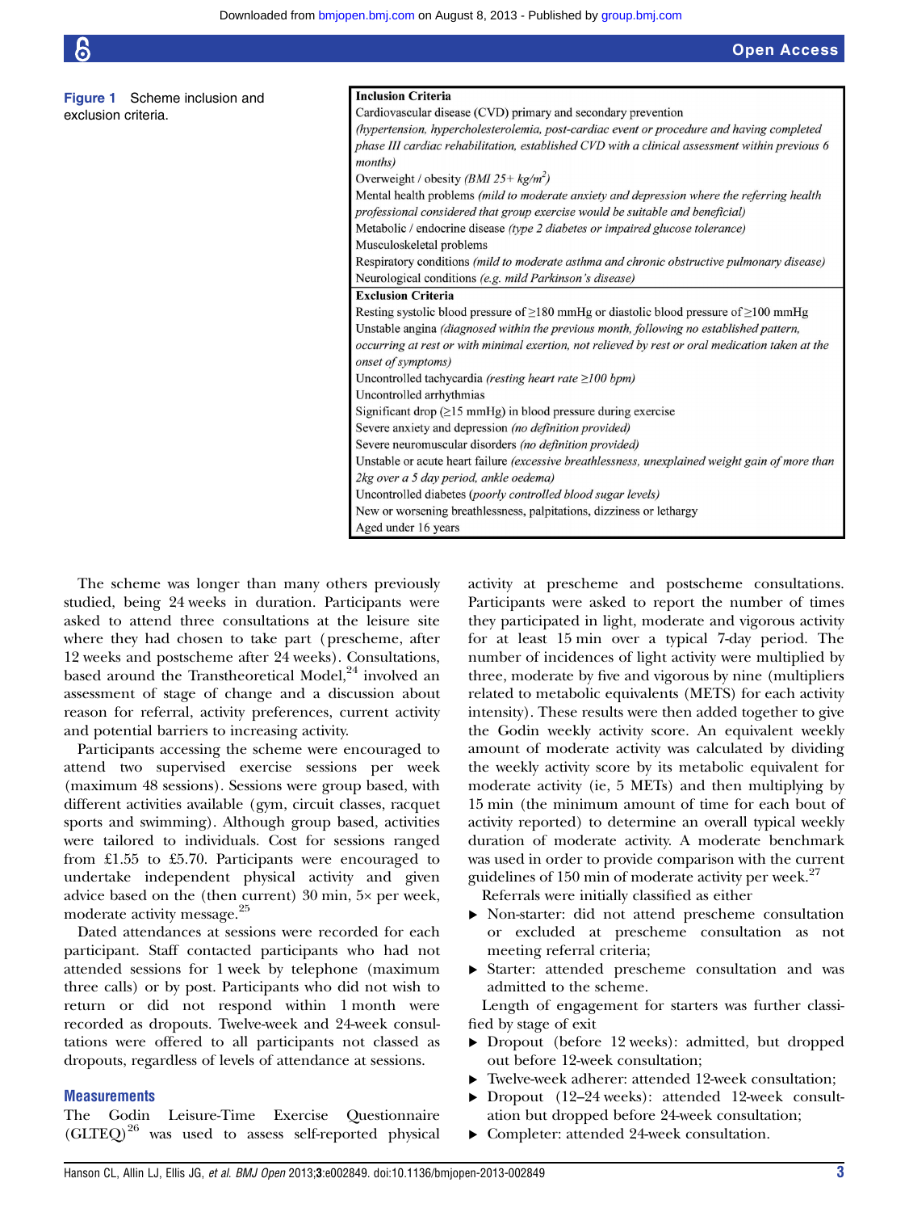**Figure 1** Scheme inclusion and exclusion criteria.

| **Inclusion Criteria** |
|---|
| Cardiovascular disease (CVD) primary and secondary prevention *(hypertension, hypercholesterolemia, post-cardiac event or procedure and having completed phase III cardiac rehabilitation, established CVD with a clinical assessment within previous 6 months)* |
| Overweight / obesity *(BMI 25+ kg/m²)* |
| Mental health problems *(mild to moderate anxiety and depression where the referring health professional considered that group exercise would be suitable and beneficial)* |
| Metabolic / endocrine disease *(type 2 diabetes or impaired glucose tolerance)* |
| Musculoskeletal problems |
| Respiratory conditions *(mild to moderate asthma and chronic obstructive pulmonary disease)* |
| Neurological conditions *(e.g. mild Parkinson's disease)* |
| **Exclusion Criteria** |
| Resting systolic blood pressure of ≥180 mmHg or diastolic blood pressure of ≥100 mmHg |
| Unstable angina *(diagnosed within the previous month, following no established pattern, occurring at rest or with minimal exertion, not relieved by rest or oral medication taken at the onset of symptoms)* |
| Uncontrolled tachycardia *(resting heart rate ≥100 bpm)* |
| Uncontrolled arrhythmias |
| Significant drop (≥15 mmHg) in blood pressure during exercise |
| Severe anxiety and depression *(no definition provided)* |
| Severe neuromuscular disorders *(no definition provided)* |
| Unstable or acute heart failure *(excessive breathlessness, unexplained weight gain of more than 2kg over a 5 day period, ankle oedema)* |
| Uncontrolled diabetes *(poorly controlled blood sugar levels)* |
| New or worsening breathlessness, palpitations, dizziness or lethargy |
| Aged under 16 years |

The scheme was longer than many others previously studied, being 24 weeks in duration. Participants were asked to attend three consultations at the leisure site where they had chosen to take part (prescheme, after 12 weeks and postscheme after 24 weeks). Consultations, based around the Transtheoretical Model,[24] involved an assessment of stage of change and a discussion about reason for referral, activity preferences, current activity and potential barriers to increasing activity.

Participants accessing the scheme were encouraged to attend two supervised exercise sessions per week (maximum 48 sessions). Sessions were group based, with different activities available (gym, circuit classes, racquet sports and swimming). Although group based, activities were tailored to individuals. Cost for sessions ranged from £1.55 to £5.70. Participants were encouraged to undertake independent physical activity and given advice based on the (then current) 30 min, 5× per week, moderate activity message.[25]

Dated attendances at sessions were recorded for each participant. Staff contacted participants who had not attended sessions for 1 week by telephone (maximum three calls) or by post. Participants who did not wish to return or did not respond within 1 month were recorded as dropouts. Twelve-week and 24-week consultations were offered to all participants not classed as dropouts, regardless of levels of attendance at sessions.

## Measurements

The Godin Leisure-Time Exercise Questionnaire (GLTEQ)[26] was used to assess self-reported physical activity at prescheme and postscheme consultations. Participants were asked to report the number of times they participated in light, moderate and vigorous activity for at least 15 min over a typical 7-day period. The number of incidences of light activity were multiplied by three, moderate by five and vigorous by nine (multipliers related to metabolic equivalents (METS) for each activity intensity). These results were then added together to give the Godin weekly activity score. An equivalent weekly amount of moderate activity was calculated by dividing the weekly activity score by its metabolic equivalent for moderate activity (ie, 5 METs) and then multiplying by 15 min (the minimum amount of time for each bout of activity reported) to determine an overall typical weekly duration of moderate activity. A moderate benchmark was used in order to provide comparison with the current guidelines of 150 min of moderate activity per week.[27]

Referrals were initially classified as either

- Non-starter: did not attend prescheme consultation or excluded at prescheme consultation as not meeting referral criteria;
- Starter: attended prescheme consultation and was admitted to the scheme.

Length of engagement for starters was further classified by stage of exit

- Dropout (before 12 weeks): admitted, but dropped out before 12-week consultation;
- Twelve-week adherer: attended 12-week consultation;
- Dropout (12–24 weeks): attended 12-week consultation but dropped before 24-week consultation;
- Completer: attended 24-week consultation.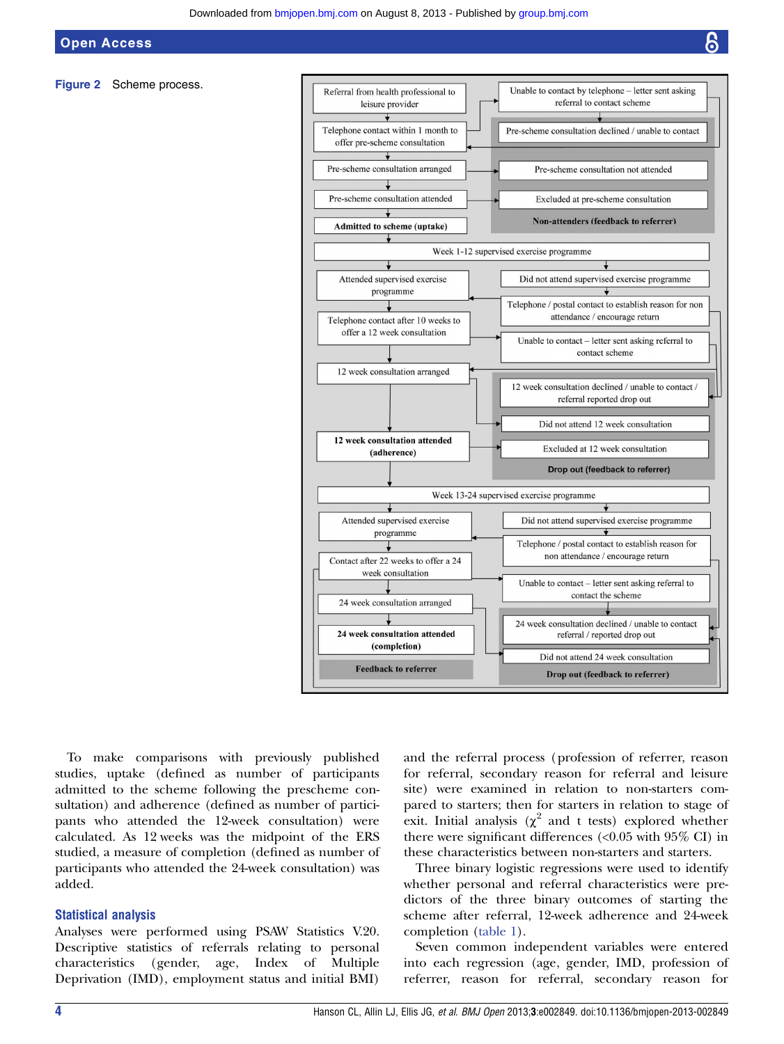**Figure 2** Scheme process.

- Referral from health professional to leisure provider
- Telephone contact within 1 month to offer pre-scheme consultation
- Unable to contact by telephone – letter sent asking referral to contact scheme
- Pre-scheme consultation declined / unable to contact
- Pre-scheme consultation arranged
- Pre-scheme consultation not attended
- Pre-scheme consultation attended
- Excluded at pre-scheme consultation
- **Admitted to scheme (uptake)**
- **Non-attenders (feedback to referrer)**
- Week 1-12 supervised exercise programme
- Attended supervised exercise programme
- Did not attend supervised exercise programme
- Telephone / postal contact to establish reason for non attendance / encourage return
- Telephone contact after 10 weeks to offer a 12 week consultation
- Unable to contact – letter sent asking referral to contact scheme
- 12 week consultation arranged
- 12 week consultation declined / unable to contact / referral reported drop out
- Did not attend 12 week consultation
- **12 week consultation attended (adherence)**
- Excluded at 12 week consultation
- **Drop out (feedback to referrer)**
- Week 13-24 supervised exercise programme
- Attended supervised exercise programme
- Did not attend supervised exercise programme
- Telephone / postal contact to establish reason for non attendance / encourage return
- Contact after 22 weeks to offer a 24 week consultation
- Unable to contact – letter sent asking referral to contact the scheme
- 24 week consultation arranged
- 24 week consultation declined / unable to contact referral / reported drop out
- **24 week consultation attended (completion)**
- Did not attend 24 week consultation
- **Feedback to referrer**
- **Drop out (feedback to referrer)**

To make comparisons with previously published studies, uptake (defined as number of participants admitted to the scheme following the prescheme consultation) and adherence (defined as number of participants who attended the 12-week consultation) were calculated. As 12 weeks was the midpoint of the ERS studied, a measure of completion (defined as number of participants who attended the 24-week consultation) was added.

## Statistical analysis

Analyses were performed using PSAW Statistics V.20. Descriptive statistics of referrals relating to personal characteristics (gender, age, Index of Multiple Deprivation (IMD), employment status and initial BMI) and the referral process (profession of referrer, reason for referral, secondary reason for referral and leisure site) were examined in relation to non-starters compared to starters; then for starters in relation to stage of exit. Initial analysis ($\chi^2$ and t tests) explored whether there were significant differences (<0.05 with 95% CI) in these characteristics between non-starters and starters.

Three binary logistic regressions were used to identify whether personal and referral characteristics were predictors of the three binary outcomes of starting the scheme after referral, 12-week adherence and 24-week completion (table 1).

Seven common independent variables were entered into each regression (age, gender, IMD, profession of referrer, reason for referral, secondary reason for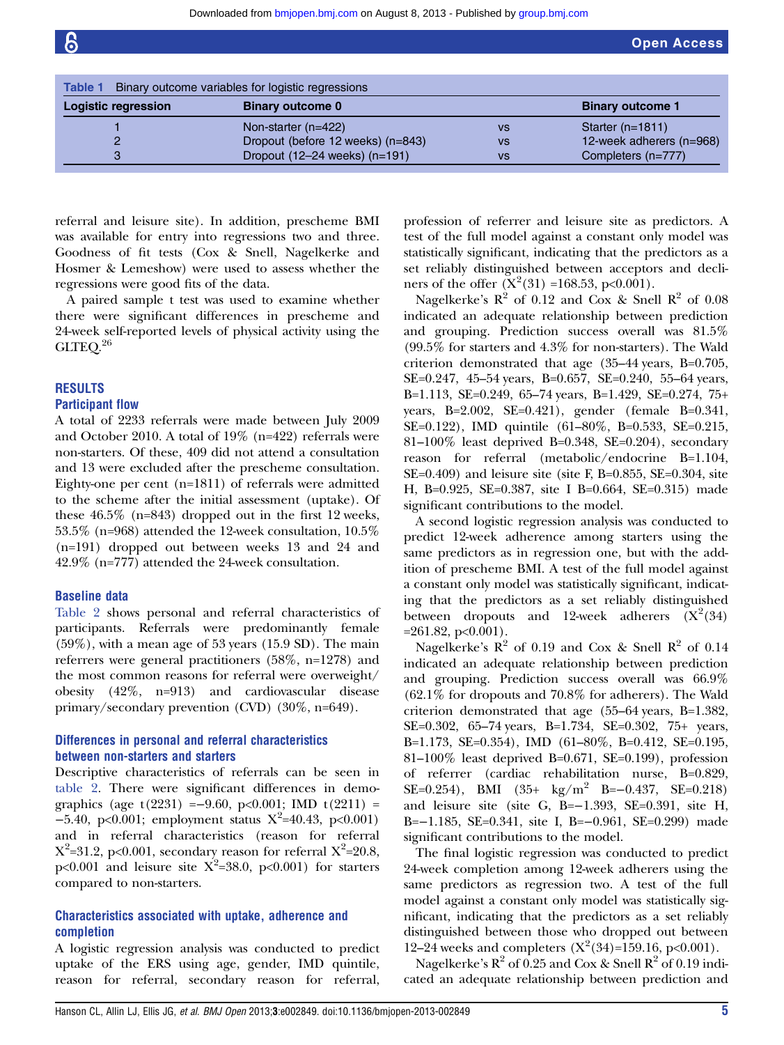**Table 1** Binary outcome variables for logistic regressions

| Logistic regression | Binary outcome 0 | | Binary outcome 1 |
|---|---|---|---|
| 1 | Non-starter (n=422) | vs | Starter (n=1811) |
| 2 | Dropout (before 12 weeks) (n=843) | vs | 12-week adherers (n=968) |
| 3 | Dropout (12–24 weeks) (n=191) | vs | Completers (n=777) |

referral and leisure site). In addition, prescheme BMI was available for entry into regressions two and three. Goodness of fit tests (Cox & Snell, Nagelkerke and Hosmer & Lemeshow) were used to assess whether the regressions were good fits of the data.

A paired sample t test was used to examine whether there were significant differences in prescheme and 24-week self-reported levels of physical activity using the GLTEQ.[26]

## RESULTS

### Participant flow

A total of 2233 referrals were made between July 2009 and October 2010. A total of 19% (n=422) referrals were non-starters. Of these, 409 did not attend a consultation and 13 were excluded after the prescheme consultation. Eighty-one per cent (n=1811) of referrals were admitted to the scheme after the initial assessment (uptake). Of these 46.5% (n=843) dropped out in the first 12 weeks, 53.5% (n=968) attended the 12-week consultation, 10.5% (n=191) dropped out between weeks 13 and 24 and 42.9% (n=777) attended the 24-week consultation.

### Baseline data

Table 2 shows personal and referral characteristics of participants. Referrals were predominantly female (59%), with a mean age of 53 years (15.9 SD). The main referrers were general practitioners (58%, n=1278) and the most common reasons for referral were overweight/obesity (42%, n=913) and cardiovascular disease primary/secondary prevention (CVD) (30%, n=649).

### Differences in personal and referral characteristics between non-starters and starters

Descriptive characteristics of referrals can be seen in table 2. There were significant differences in demographics (age t(2231) =−9.60, p<0.001; IMD t(2211) = −5.40, p<0.001; employment status $X^2$=40.43, p<0.001) and in referral characteristics (reason for referral $X^2$=31.2, p<0.001, secondary reason for referral $X^2$=20.8, p<0.001 and leisure site $X^2$=38.0, p<0.001) for starters compared to non-starters.

### Characteristics associated with uptake, adherence and completion

A logistic regression analysis was conducted to predict uptake of the ERS using age, gender, IMD quintile, reason for referral, secondary reason for referral, profession of referrer and leisure site as predictors. A test of the full model against a constant only model was statistically significant, indicating that the predictors as a set reliably distinguished between acceptors and decliners of the offer ($X^2$(31) =168.53, p<0.001).

Nagelkerke's $R^2$ of 0.12 and Cox & Snell $R^2$ of 0.08 indicated an adequate relationship between prediction and grouping. Prediction success overall was 81.5% (99.5% for starters and 4.3% for non-starters). The Wald criterion demonstrated that age (35–44 years, B=0.705, SE=0.247, 45–54 years, B=0.657, SE=0.240, 55–64 years, B=1.113, SE=0.249, 65–74 years, B=1.429, SE=0.274, 75+ years, B=2.002, SE=0.421), gender (female B=0.341, SE=0.122), IMD quintile (61–80%, B=0.533, SE=0.215, 81–100% least deprived B=0.348, SE=0.204), secondary reason for referral (metabolic/endocrine B=1.104, SE=0.409) and leisure site (site F, B=0.855, SE=0.304, site H, B=0.925, SE=0.387, site I B=0.664, SE=0.315) made significant contributions to the model.

A second logistic regression analysis was conducted to predict 12-week adherence among starters using the same predictors as in regression one, but with the addition of prescheme BMI. A test of the full model against a constant only model was statistically significant, indicating that the predictors as a set reliably distinguished between dropouts and 12-week adherers ($X^2$(34) =261.82, p<0.001).

Nagelkerke's $R^2$ of 0.19 and Cox & Snell $R^2$ of 0.14 indicated an adequate relationship between prediction and grouping. Prediction success overall was 66.9% (62.1% for dropouts and 70.8% for adherers). The Wald criterion demonstrated that age (55–64 years, B=1.382, SE=0.302, 65–74 years, B=1.734, SE=0.302, 75+ years, B=1.173, SE=0.354), IMD (61–80%, B=0.412, SE=0.195, 81–100% least deprived B=0.671, SE=0.199), profession of referrer (cardiac rehabilitation nurse, B=0.829, SE=0.254), BMI (35+ kg/m$^2$ B=−0.437, SE=0.218) and leisure site (site G, B=−1.393, SE=0.391, site H, B=−1.185, SE=0.341, site I, B=−0.961, SE=0.299) made significant contributions to the model.

The final logistic regression was conducted to predict 24-week completion among 12-week adherers using the same predictors as regression two. A test of the full model against a constant only model was statistically significant, indicating that the predictors as a set reliably distinguished between those who dropped out between 12–24 weeks and completers ($X^2$(34)=159.16, p<0.001).

Nagelkerke's $R^2$ of 0.25 and Cox & Snell $R^2$ of 0.19 indicated an adequate relationship between prediction and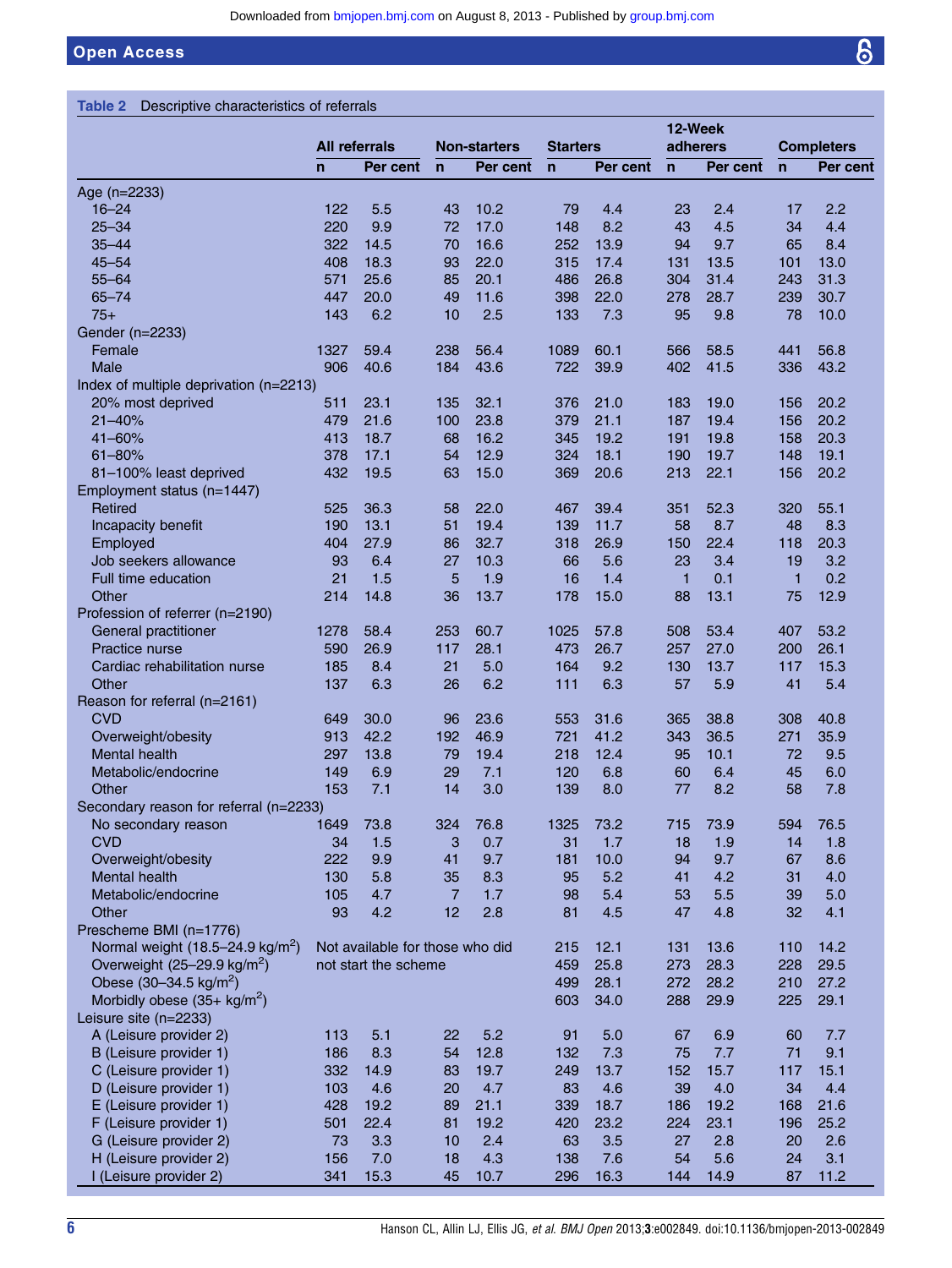**Table 2** Descriptive characteristics of referrals

| | All referrals | | Non-starters | | Starters | | 12-Week adherers | | Completers | |
|---|---|---|---|---|---|---|---|---|---|---|
| | n | Per cent | n | Per cent | n | Per cent | n | Per cent | n | Per cent |
| Age (n=2233) | | | | | | | | | | |
| 16–24 | 122 | 5.5 | 43 | 10.2 | 79 | 4.4 | 23 | 2.4 | 17 | 2.2 |
| 25–34 | 220 | 9.9 | 72 | 17.0 | 148 | 8.2 | 43 | 4.5 | 34 | 4.4 |
| 35–44 | 322 | 14.5 | 70 | 16.6 | 252 | 13.9 | 94 | 9.7 | 65 | 8.4 |
| 45–54 | 408 | 18.3 | 93 | 22.0 | 315 | 17.4 | 131 | 13.5 | 101 | 13.0 |
| 55–64 | 571 | 25.6 | 85 | 20.1 | 486 | 26.8 | 304 | 31.4 | 243 | 31.3 |
| 65–74 | 447 | 20.0 | 49 | 11.6 | 398 | 22.0 | 278 | 28.7 | 239 | 30.7 |
| 75+ | 143 | 6.2 | 10 | 2.5 | 133 | 7.3 | 95 | 9.8 | 78 | 10.0 |
| Gender (n=2233) | | | | | | | | | | |
| Female | 1327 | 59.4 | 238 | 56.4 | 1089 | 60.1 | 566 | 58.5 | 441 | 56.8 |
| Male | 906 | 40.6 | 184 | 43.6 | 722 | 39.9 | 402 | 41.5 | 336 | 43.2 |
| Index of multiple deprivation (n=2213) | | | | | | | | | | |
| 20% most deprived | 511 | 23.1 | 135 | 32.1 | 376 | 21.0 | 183 | 19.0 | 156 | 20.2 |
| 21–40% | 479 | 21.6 | 100 | 23.8 | 379 | 21.1 | 187 | 19.4 | 156 | 20.2 |
| 41–60% | 413 | 18.7 | 68 | 16.2 | 345 | 19.2 | 191 | 19.8 | 158 | 20.3 |
| 61–80% | 378 | 17.1 | 54 | 12.9 | 324 | 18.1 | 190 | 19.7 | 148 | 19.1 |
| 81–100% least deprived | 432 | 19.5 | 63 | 15.0 | 369 | 20.6 | 213 | 22.1 | 156 | 20.2 |
| Employment status (n=1447) | | | | | | | | | | |
| Retired | 525 | 36.3 | 58 | 22.0 | 467 | 39.4 | 351 | 52.3 | 320 | 55.1 |
| Incapacity benefit | 190 | 13.1 | 51 | 19.4 | 139 | 11.7 | 58 | 8.7 | 48 | 8.3 |
| Employed | 404 | 27.9 | 86 | 32.7 | 318 | 26.9 | 150 | 22.4 | 118 | 20.3 |
| Job seekers allowance | 93 | 6.4 | 27 | 10.3 | 66 | 5.6 | 23 | 3.4 | 19 | 3.2 |
| Full time education | 21 | 1.5 | 5 | 1.9 | 16 | 1.4 | 1 | 0.1 | 1 | 0.2 |
| Other | 214 | 14.8 | 36 | 13.7 | 178 | 15.0 | 88 | 13.1 | 75 | 12.9 |
| Profession of referrer (n=2190) | | | | | | | | | | |
| General practitioner | 1278 | 58.4 | 253 | 60.7 | 1025 | 57.8 | 508 | 53.4 | 407 | 53.2 |
| Practice nurse | 590 | 26.9 | 117 | 28.1 | 473 | 26.7 | 257 | 27.0 | 200 | 26.1 |
| Cardiac rehabilitation nurse | 185 | 8.4 | 21 | 5.0 | 164 | 9.2 | 130 | 13.7 | 117 | 15.3 |
| Other | 137 | 6.3 | 26 | 6.2 | 111 | 6.3 | 57 | 5.9 | 41 | 5.4 |
| Reason for referral (n=2161) | | | | | | | | | | |
| CVD | 649 | 30.0 | 96 | 23.6 | 553 | 31.6 | 365 | 38.8 | 308 | 40.8 |
| Overweight/obesity | 913 | 42.2 | 192 | 46.9 | 721 | 41.2 | 343 | 36.5 | 271 | 35.9 |
| Mental health | 297 | 13.8 | 79 | 19.4 | 218 | 12.4 | 95 | 10.1 | 72 | 9.5 |
| Metabolic/endocrine | 149 | 6.9 | 29 | 7.1 | 120 | 6.8 | 60 | 6.4 | 45 | 6.0 |
| Other | 153 | 7.1 | 14 | 3.0 | 139 | 8.0 | 77 | 8.2 | 58 | 7.8 |
| Secondary reason for referral (n=2233) | | | | | | | | | | |
| No secondary reason | 1649 | 73.8 | 324 | 76.8 | 1325 | 73.2 | 715 | 73.9 | 594 | 76.5 |
| CVD | 34 | 1.5 | 3 | 0.7 | 31 | 1.7 | 18 | 1.9 | 14 | 1.8 |
| Overweight/obesity | 222 | 9.9 | 41 | 9.7 | 181 | 10.0 | 94 | 9.7 | 67 | 8.6 |
| Mental health | 130 | 5.8 | 35 | 8.3 | 95 | 5.2 | 41 | 4.2 | 31 | 4.0 |
| Metabolic/endocrine | 105 | 4.7 | 7 | 1.7 | 98 | 5.4 | 53 | 5.5 | 39 | 5.0 |
| Other | 93 | 4.2 | 12 | 2.8 | 81 | 4.5 | 47 | 4.8 | 32 | 4.1 |
| Prescheme BMI (n=1776) | | | | | | | | | | |
| Normal weight (18.5–24.9 kg/m$^2$) | Not available for those who did not start the scheme | | | | 215 | 12.1 | 131 | 13.6 | 110 | 14.2 |
| Overweight (25–29.9 kg/m$^2$) | | | | | 459 | 25.8 | 273 | 28.3 | 228 | 29.5 |
| Obese (30–34.5 kg/m$^2$) | | | | | 499 | 28.1 | 272 | 28.2 | 210 | 27.2 |
| Morbidly obese (35+ kg/m$^2$) | | | | | 603 | 34.0 | 288 | 29.9 | 225 | 29.1 |
| Leisure site (n=2233) | | | | | | | | | | |
| A (Leisure provider 2) | 113 | 5.1 | 22 | 5.2 | 91 | 5.0 | 67 | 6.9 | 60 | 7.7 |
| B (Leisure provider 1) | 186 | 8.3 | 54 | 12.8 | 132 | 7.3 | 75 | 7.7 | 71 | 9.1 |
| C (Leisure provider 1) | 332 | 14.9 | 83 | 19.7 | 249 | 13.7 | 152 | 15.7 | 117 | 15.1 |
| D (Leisure provider 1) | 103 | 4.6 | 20 | 4.7 | 83 | 4.6 | 39 | 4.0 | 34 | 4.4 |
| E (Leisure provider 1) | 428 | 19.2 | 89 | 21.1 | 339 | 18.7 | 186 | 19.2 | 168 | 21.6 |
| F (Leisure provider 1) | 501 | 22.4 | 81 | 19.2 | 420 | 23.2 | 224 | 23.1 | 196 | 25.2 |
| G (Leisure provider 2) | 73 | 3.3 | 10 | 2.4 | 63 | 3.5 | 27 | 2.8 | 20 | 2.6 |
| H (Leisure provider 2) | 156 | 7.0 | 18 | 4.3 | 138 | 7.6 | 54 | 5.6 | 24 | 3.1 |
| I (Leisure provider 2) | 341 | 15.3 | 45 | 10.7 | 296 | 16.3 | 144 | 14.9 | 87 | 11.2 |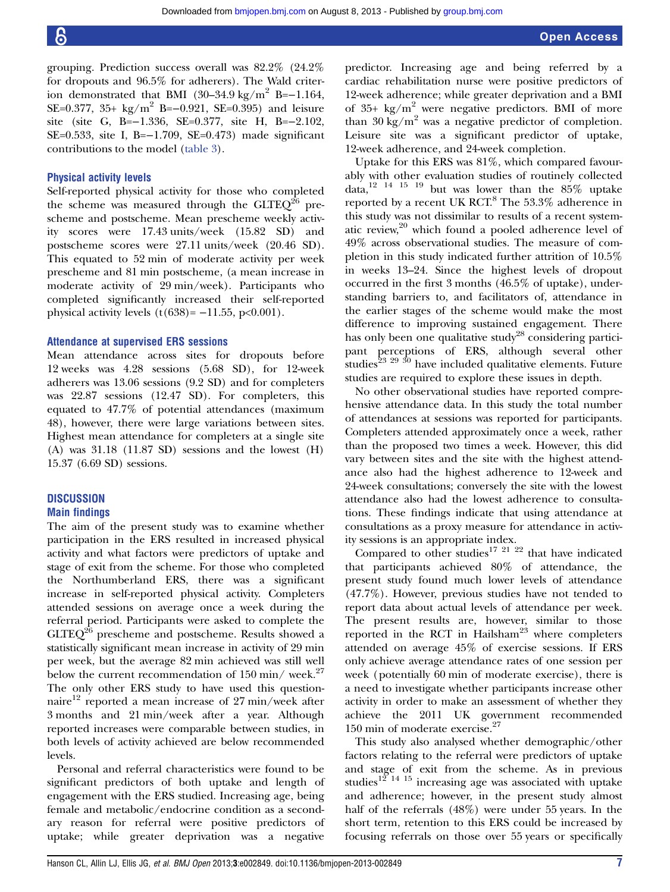grouping. Prediction success overall was 82.2% (24.2% for dropouts and 96.5% for adherers). The Wald criterion demonstrated that BMI (30–34.9 kg/m$^2$ B=−1.164, SE=0.377, 35+ kg/m$^2$ B=−0.921, SE=0.395) and leisure site (site G, B=−1.336, SE=0.377, site H, B=−2.102, SE=0.533, site I, B=−1.709, SE=0.473) made significant contributions to the model (table 3).

### Physical activity levels

Self-reported physical activity for those who completed the scheme was measured through the GLTEQ[26] prescheme and postscheme. Mean prescheme weekly activity scores were 17.43 units/week (15.82 SD) and postscheme scores were 27.11 units/week (20.46 SD). This equated to 52 min of moderate activity per week prescheme and 81 min postscheme, (a mean increase in moderate activity of 29 min/week). Participants who completed significantly increased their self-reported physical activity levels ($t(638)=-11.55$, $p<0.001$).

### Attendance at supervised ERS sessions

Mean attendance across sites for dropouts before 12 weeks was 4.28 sessions (5.68 SD), for 12-week adherers was 13.06 sessions (9.2 SD) and for completers was 22.87 sessions (12.47 SD). For completers, this equated to 47.7% of potential attendances (maximum 48), however, there were large variations between sites. Highest mean attendance for completers at a single site (A) was 31.18 (11.87 SD) sessions and the lowest (H) 15.37 (6.69 SD) sessions.

## DISCUSSION

### Main findings

The aim of the present study was to examine whether participation in the ERS resulted in increased physical activity and what factors were predictors of uptake and stage of exit from the scheme. For those who completed the Northumberland ERS, there was a significant increase in self-reported physical activity. Completers attended sessions on average once a week during the referral period. Participants were asked to complete the GLTEQ[26] prescheme and postscheme. Results showed a statistically significant mean increase in activity of 29 min per week, but the average 82 min achieved was still well below the current recommendation of 150 min/ week.[27] The only other ERS study to have used this questionnaire[12] reported a mean increase of 27 min/week after 3 months and 21 min/week after a year. Although reported increases were comparable between studies, in both levels of activity achieved are below recommended levels.

Personal and referral characteristics were found to be significant predictors of both uptake and length of engagement with the ERS studied. Increasing age, being female and metabolic/endocrine condition as a secondary reason for referral were positive predictors of uptake; while greater deprivation was a negative predictor. Increasing age and being referred by a cardiac rehabilitation nurse were positive predictors of 12-week adherence; while greater deprivation and a BMI of 35+ kg/m$^2$ were negative predictors. BMI of more than 30 kg/m$^2$ was a negative predictor of completion. Leisure site was a significant predictor of uptake, 12-week adherence, and 24-week completion.

Uptake for this ERS was 81%, which compared favourably with other evaluation studies of routinely collected data,[12 14 15 19] but was lower than the 85% uptake reported by a recent UK RCT.[8] The 53.3% adherence in this study was not dissimilar to results of a recent systematic review,[20] which found a pooled adherence level of 49% across observational studies. The measure of completion in this study indicated further attrition of 10.5% in weeks 13–24. Since the highest levels of dropout occurred in the first 3 months (46.5% of uptake), understanding barriers to, and facilitators of, attendance in the earlier stages of the scheme would make the most difference to improving sustained engagement. There has only been one qualitative study[28] considering participant perceptions of ERS, although several other studies[23 29 30] have included qualitative elements. Future studies are required to explore these issues in depth.

No other observational studies have reported comprehensive attendance data. In this study the total number of attendances at sessions was reported for participants. Completers attended approximately once a week, rather than the proposed two times a week. However, this did vary between sites and the site with the highest attendance also had the highest adherence to 12-week and 24-week consultations; conversely the site with the lowest attendance also had the lowest adherence to consultations. These findings indicate that using attendance at consultations as a proxy measure for attendance in activity sessions is an appropriate index.

Compared to other studies[17 21 22] that have indicated that participants achieved 80% of attendance, the present study found much lower levels of attendance (47.7%). However, previous studies have not tended to report data about actual levels of attendance per week. The present results are, however, similar to those reported in the RCT in Hailsham[23] where completers attended on average 45% of exercise sessions. If ERS only achieve average attendance rates of one session per week (potentially 60 min of moderate exercise), there is a need to investigate whether participants increase other activity in order to make an assessment of whether they achieve the 2011 UK government recommended 150 min of moderate exercise.[27]

This study also analysed whether demographic/other factors relating to the referral were predictors of uptake and stage of exit from the scheme. As in previous studies[12 14 15] increasing age was associated with uptake and adherence; however, in the present study almost half of the referrals (48%) were under 55 years. In the short term, retention to this ERS could be increased by focusing referrals on those over 55 years or specifically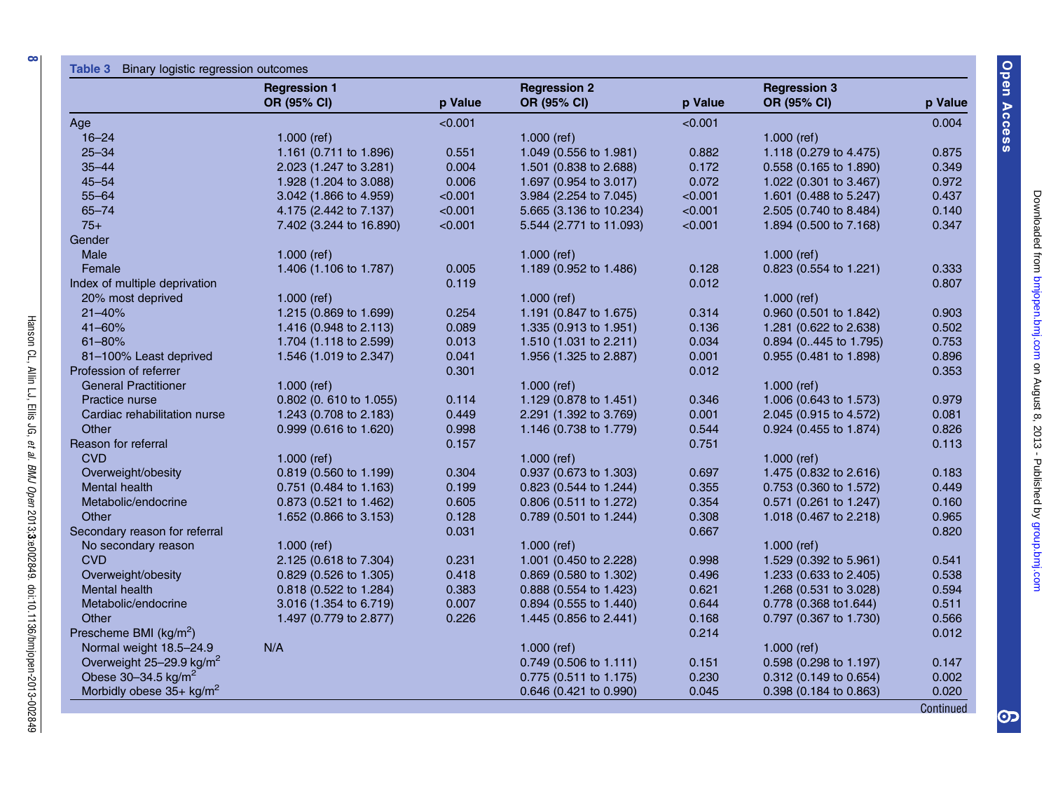**Table 3** Binary logistic regression outcomes

| | Regression 1 OR (95% CI) | p Value | Regression 2 OR (95% CI) | p Value | Regression 3 OR (95% CI) | p Value |
|---|---|---|---|---|---|---|
| Age | | <0.001 | | <0.001 | | 0.004 |
| 16–24 | 1.000 (ref) | | 1.000 (ref) | | 1.000 (ref) | |
| 25–34 | 1.161 (0.711 to 1.896) | 0.551 | 1.049 (0.556 to 1.981) | 0.882 | 1.118 (0.279 to 4.475) | 0.875 |
| 35–44 | 2.023 (1.247 to 3.281) | 0.004 | 1.501 (0.838 to 2.688) | 0.172 | 0.558 (0.165 to 1.890) | 0.349 |
| 45–54 | 1.928 (1.204 to 3.088) | 0.006 | 1.697 (0.954 to 3.017) | 0.072 | 1.022 (0.301 to 3.467) | 0.972 |
| 55–64 | 3.042 (1.866 to 4.959) | <0.001 | 3.984 (2.254 to 7.045) | <0.001 | 1.601 (0.488 to 5.247) | 0.437 |
| 65–74 | 4.175 (2.442 to 7.137) | <0.001 | 5.665 (3.136 to 10.234) | <0.001 | 2.505 (0.740 to 8.484) | 0.140 |
| 75+ | 7.402 (3.244 to 16.890) | <0.001 | 5.544 (2.771 to 11.093) | <0.001 | 1.894 (0.500 to 7.168) | 0.347 |
| Gender | | | | | | |
| Male | 1.000 (ref) | | 1.000 (ref) | | 1.000 (ref) | |
| Female | 1.406 (1.106 to 1.787) | 0.005 | 1.189 (0.952 to 1.486) | 0.128 | 0.823 (0.554 to 1.221) | 0.333 |
| Index of multiple deprivation | | 0.119 | | 0.012 | | 0.807 |
| 20% most deprived | 1.000 (ref) | | 1.000 (ref) | | 1.000 (ref) | |
| 21–40% | 1.215 (0.869 to 1.699) | 0.254 | 1.191 (0.847 to 1.675) | 0.314 | 0.960 (0.501 to 1.842) | 0.903 |
| 41–60% | 1.416 (0.948 to 2.113) | 0.089 | 1.335 (0.913 to 1.951) | 0.136 | 1.281 (0.622 to 2.638) | 0.502 |
| 61–80% | 1.704 (1.118 to 2.599) | 0.013 | 1.510 (1.031 to 2.211) | 0.034 | 0.894 (0..445 to 1.795) | 0.753 |
| 81–100% Least deprived | 1.546 (1.019 to 2.347) | 0.041 | 1.956 (1.325 to 2.887) | 0.001 | 0.955 (0.481 to 1.898) | 0.896 |
| Profession of referrer | | 0.301 | | 0.012 | | 0.353 |
| General Practitioner | 1.000 (ref) | | 1.000 (ref) | | 1.000 (ref) | |
| Practice nurse | 0.802 (0. 610 to 1.055) | 0.114 | 1.129 (0.878 to 1.451) | 0.346 | 1.006 (0.643 to 1.573) | 0.979 |
| Cardiac rehabilitation nurse | 1.243 (0.708 to 2.183) | 0.449 | 2.291 (1.392 to 3.769) | 0.001 | 2.045 (0.915 to 4.572) | 0.081 |
| Other | 0.999 (0.616 to 1.620) | 0.998 | 1.146 (0.738 to 1.779) | 0.544 | 0.924 (0.455 to 1.874) | 0.826 |
| Reason for referral | | 0.157 | | 0.751 | | 0.113 |
| CVD | 1.000 (ref) | | 1.000 (ref) | | 1.000 (ref) | |
| Overweight/obesity | 0.819 (0.560 to 1.199) | 0.304 | 0.937 (0.673 to 1.303) | 0.697 | 1.475 (0.832 to 2.616) | 0.183 |
| Mental health | 0.751 (0.484 to 1.163) | 0.199 | 0.823 (0.544 to 1.244) | 0.355 | 0.753 (0.360 to 1.572) | 0.449 |
| Metabolic/endocrine | 0.873 (0.521 to 1.462) | 0.605 | 0.806 (0.511 to 1.272) | 0.354 | 0.571 (0.261 to 1.247) | 0.160 |
| Other | 1.652 (0.866 to 3.153) | 0.128 | 0.789 (0.501 to 1.244) | 0.308 | 1.018 (0.467 to 2.218) | 0.965 |
| Secondary reason for referral | | 0.031 | | 0.667 | | 0.820 |
| No secondary reason | 1.000 (ref) | | 1.000 (ref) | | 1.000 (ref) | |
| CVD | 2.125 (0.618 to 7.304) | 0.231 | 1.001 (0.450 to 2.228) | 0.998 | 1.529 (0.392 to 5.961) | 0.541 |
| Overweight/obesity | 0.829 (0.526 to 1.305) | 0.418 | 0.869 (0.580 to 1.302) | 0.496 | 1.233 (0.633 to 2.405) | 0.538 |
| Mental health | 0.818 (0.522 to 1.284) | 0.383 | 0.888 (0.554 to 1.423) | 0.621 | 1.268 (0.531 to 3.028) | 0.594 |
| Metabolic/endocrine | 3.016 (1.354 to 6.719) | 0.007 | 0.894 (0.555 to 1.440) | 0.644 | 0.778 (0.368 to1.644) | 0.511 |
| Other | 1.497 (0.779 to 2.877) | 0.226 | 1.445 (0.856 to 2.441) | 0.168 | 0.797 (0.367 to 1.730) | 0.566 |
| Prescheme BMI (kg/m$^2$) | | | | 0.214 | | 0.012 |
| Normal weight 18.5–24.9 | N/A | | 1.000 (ref) | | 1.000 (ref) | |
| Overweight 25–29.9 kg/m$^2$ | | | 0.749 (0.506 to 1.111) | 0.151 | 0.598 (0.298 to 1.197) | 0.147 |
| Obese 30–34.5 kg/m$^2$ | | | 0.775 (0.511 to 1.175) | 0.230 | 0.312 (0.149 to 0.654) | 0.002 |
| Morbidly obese 35+ kg/m$^2$ | | | 0.646 (0.421 to 0.990) | 0.045 | 0.398 (0.184 to 0.863) | 0.020 |

Continued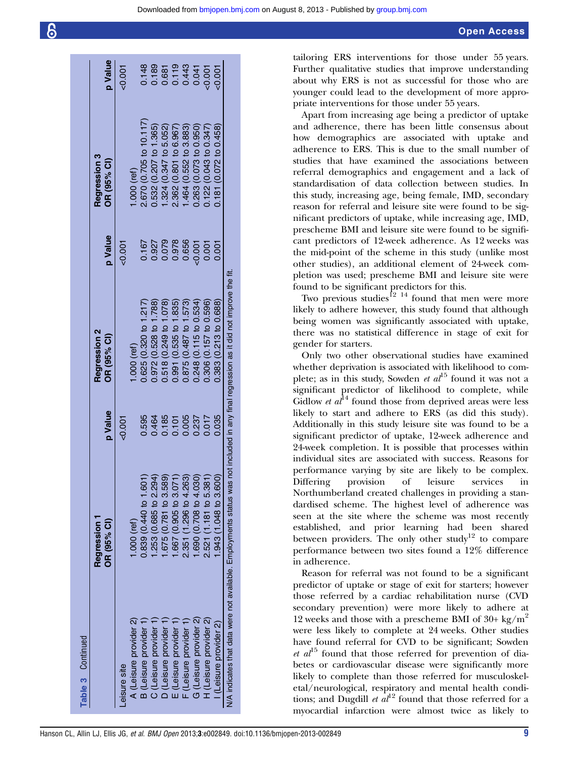**Table 3** Continued

| | Regression 1 OR (95% CI) | p Value | Regression 2 OR (95% CI) | p Value | Regression 3 OR (95% CI) | p Value |
|---|---|---|---|---|---|---|
| Leisure site | | <0.001 | | <0.001 | | <0.001 |
| A (Leisure provider 2) | 1.000 (ref) | | 1.000 (ref) | | 1.000 (ref) | |
| B (Leisure provider 1) | 0.839 (0.440 to 1.601) | 0.595 | 0.625 (0.320 to 1.217) | 0.167 | 2.670 (0.705 to 10.117) | 0.148 |
| C (Leisure provider 1) | 1.253 (0.685 to 2.294) | 0.464 | 0.972 (0.528 to 1.788) | 0.927 | 0.532 (0.207 to 1.365) | 0.189 |
| D (Leisure provider 1) | 1.675 (0.781 to 3.589) | 0.185 | 0.518 (0.249 to 1.078) | 0.079 | 1.324 (0.347 to 5.052) | 0.681 |
| E (Leisure provider 1) | 1.667 (0.905 to 3.071) | 0.101 | 0.991 (0.535 to 1.835) | 0.978 | 2.362 (0.801 to 6.967) | 0.119 |
| F (Leisure provider 1) | 2.351 (1.296 to 4.263) | 0.005 | 0.875 (0.487 to 1.573) | 0.656 | 1.464 (0.552 to 3.883) | 0.443 |
| G (Leisure provider 2) | 1.690 (0.708 to 4.030) | 0.237 | 0.248 (0.115 to 0.534) | <0.001 | 0.263 (0.073 to 0.950) | 0.041 |
| H (Leisure provider 2) | 2.521 (1.181 to 5.381) | 0.017 | 0.306 (0.157 to 0.596) | 0.001 | 0.122 (0.043 to 0.347) | <0.001 |
| I (Leisure provider 2) | 1.943 (1.048 to 3.600) | 0.035 | 0.383 (0.213 to 0.688) | 0.001 | 0.181 (0.072 to 0.458) | <0.001 |

N/A indicates that data were not available. Employments status was not included in any final regression as it did not improve the fit.

tailoring ERS interventions for those under 55 years. Further qualitative studies that improve understanding about why ERS is not as successful for those who are younger could lead to the development of more appropriate interventions for those under 55 years.

Apart from increasing age being a predictor of uptake and adherence, there has been little consensus about how demographics are associated with uptake and adherence to ERS. This is due to the small number of studies that have examined the associations between referral demographics and engagement and a lack of standardisation of data collection between studies. In this study, increasing age, being female, IMD, secondary reason for referral and leisure site were found to be significant predictors of uptake, while increasing age, IMD, prescheme BMI and leisure site were found to be significant predictors of 12-week adherence. As 12 weeks was the mid-point of the scheme in this study (unlike most other studies), an additional element of 24-week completion was used; prescheme BMI and leisure site were found to be significant predictors for this.

Two previous studies[12 14] found that men were more likely to adhere however, this study found that although being women was significantly associated with uptake, there was no statistical difference in stage of exit for gender for starters.

Only two other observational studies have examined whether deprivation is associated with likelihood to complete; as in this study, Sowden *et al*[15] found it was not a significant predictor of likelihood to complete, while Gidlow *et al*[14] found those from deprived areas were less likely to start and adhere to ERS (as did this study). Additionally in this study leisure site was found to be a significant predictor of uptake, 12-week adherence and 24-week completion. It is possible that processes within individual sites are associated with success. Reasons for performance varying by site are likely to be complex. Differing provision of leisure services in Northumberland created challenges in providing a standardised scheme. The highest level of adherence was seen at the site where the scheme was most recently established, and prior learning had been shared between providers. The only other study[12] to compare performance between two sites found a 12% difference in adherence.

Reason for referral was not found to be a significant predictor of uptake or stage of exit for starters; however those referred by a cardiac rehabilitation nurse (CVD secondary prevention) were more likely to adhere at 12 weeks and those with a prescheme BMI of 30+ kg/m$^2$ were less likely to complete at 24 weeks. Other studies have found referral for CVD to be significant; Sowden *et al*[15] found that those referred for prevention of diabetes or cardiovascular disease were significantly more likely to complete than those referred for musculoskeletal/neurological, respiratory and mental health conditions; and Dugdill *et al*[12] found that those referred for a myocardial infarction were almost twice as likely to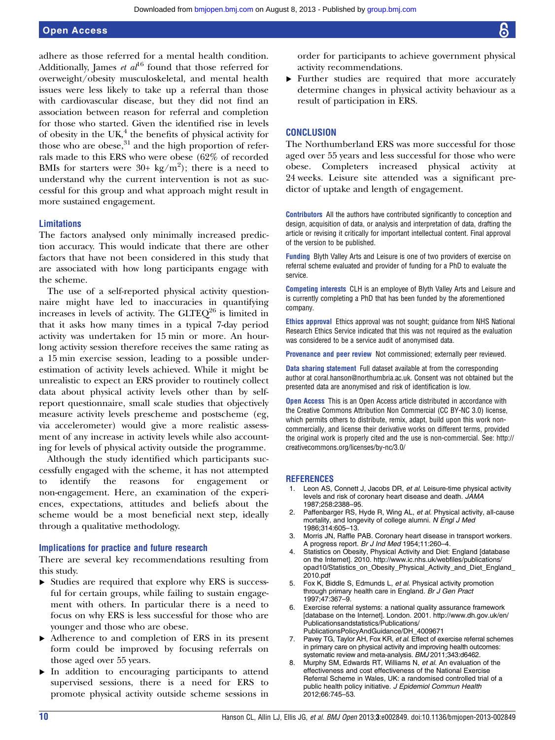adhere as those referred for a mental health condition. Additionally, James *et al*[16] found that those referred for overweight/obesity musculoskeletal, and mental health issues were less likely to take up a referral than those with cardiovascular disease, but they did not find an association between reason for referral and completion for those who started. Given the identified rise in levels of obesity in the UK,[4] the benefits of physical activity for those who are obese,[31] and the high proportion of referrals made to this ERS who were obese (62% of recorded BMIs for starters were 30+ $kg/m^2$); there is a need to understand why the current intervention is not as successful for this group and what approach might result in more sustained engagement.

### Limitations

The factors analysed only minimally increased prediction accuracy. This would indicate that there are other factors that have not been considered in this study that are associated with how long participants engage with the scheme.

The use of a self-reported physical activity questionnaire might have led to inaccuracies in quantifying increases in levels of activity. The GLTEQ[26] is limited in that it asks how many times in a typical 7-day period activity was undertaken for 15 min or more. An hour-long activity session therefore receives the same rating as a 15 min exercise session, leading to a possible underestimation of activity levels achieved. While it might be unrealistic to expect an ERS provider to routinely collect data about physical activity levels other than by self-report questionnaire, small scale studies that objectively measure activity levels prescheme and postscheme (eg, via accelerometer) would give a more realistic assessment of any increase in activity levels while also accounting for levels of physical activity outside the programme.

Although the study identified which participants successfully engaged with the scheme, it has not attempted to identify the reasons for engagement or non-engagement. Here, an examination of the experiences, expectations, attitudes and beliefs about the scheme would be a most beneficial next step, ideally through a qualitative methodology.

### Implications for practice and future research

There are several key recommendations resulting from this study.

- Studies are required that explore why ERS is successful for certain groups, while failing to sustain engagement with others. In particular there is a need to focus on why ERS is less successful for those who are younger and those who are obese.
- Adherence to and completion of ERS in its present form could be improved by focusing referrals on those aged over 55 years.
- In addition to encouraging participants to attend supervised sessions, there is a need for ERS to promote physical activity outside scheme sessions in order for participants to achieve government physical activity recommendations.
- Further studies are required that more accurately determine changes in physical activity behaviour as a result of participation in ERS.

## CONCLUSION

The Northumberland ERS was more successful for those aged over 55 years and less successful for those who were obese. Completers increased physical activity at 24 weeks. Leisure site attended was a significant predictor of uptake and length of engagement.

**Contributors** All the authors have contributed significantly to conception and design, acquisition of data, or analysis and interpretation of data, drafting the article or revising it critically for important intellectual content. Final approval of the version to be published.

**Funding** Blyth Valley Arts and Leisure is one of two providers of exercise on referral scheme evaluated and provider of funding for a PhD to evaluate the service.

**Competing interests** CLH is an employee of Blyth Valley Arts and Leisure and is currently completing a PhD that has been funded by the aforementioned company.

**Ethics approval** Ethics approval was not sought; guidance from NHS National Research Ethics Service indicated that this was not required as the evaluation was considered to be a service audit of anonymised data.

**Provenance and peer review** Not commissioned; externally peer reviewed.

**Data sharing statement** Full dataset available at from the corresponding author at coral.hanson@northumbria.ac.uk. Consent was not obtained but the presented data are anonymised and risk of identification is low.

**Open Access** This is an Open Access article distributed in accordance with the Creative Commons Attribution Non Commercial (CC BY-NC 3.0) license, which permits others to distribute, remix, adapt, build upon this work non-commercially, and license their derivative works on different terms, provided the original work is properly cited and the use is non-commercial. See: http://creativecommons.org/licenses/by-nc/3.0/

## REFERENCES

1. Leon AS, Connett J, Jacobs DR, *et al*. Leisure-time physical activity levels and risk of coronary heart disease and death. *JAMA* 1987;258:2388–95.
2. Paffenbarger RS, Hyde R, Wing AL, *et al*. Physical activity, all-cause mortality, and longevity of college alumni. *N Engl J Med* 1986;314:605–13.
3. Morris JN, Raffle PAB. Coronary heart disease in transport workers. A progress report. *Br J Ind Med* 1954;11:260–4.
4. Statistics on Obesity, Physical Activity and Diet: England [database on the Internet]. 2010. http://www.ic.nhs.uk/webfiles/publications/opad10/Statistics_on_Obesity_Physical_Activity_and_Diet_England_2010.pdf
5. Fox K, Biddle S, Edmunds L, *et al*. Physical activity promotion through primary health care in England. *Br J Gen Pract* 1997;47:367–9.
6. Exercise referral systems: a national quality assurance framework [database on the Internet]. London. 2001. http://www.dh.gov.uk/en/Publicationsandstatistics/Publications/PublicationsPolicyAndGuidance/DH_4009671
7. Pavey TG, Taylor AH, Fox KR, *et al*. Effect of exercise referral schemes in primary care on physical activity and improving health outcomes: systematic review and meta-analysis. *BMJ* 2011;343:d6462.
8. Murphy SM, Edwards RT, Williams N, *et al*. An evaluation of the effectiveness and cost effectiveness of the National Exercise Referral Scheme in Wales, UK: a randomised controlled trial of a public health policy initiative. *J Epidemiol Commun Health* 2012;66:745–53.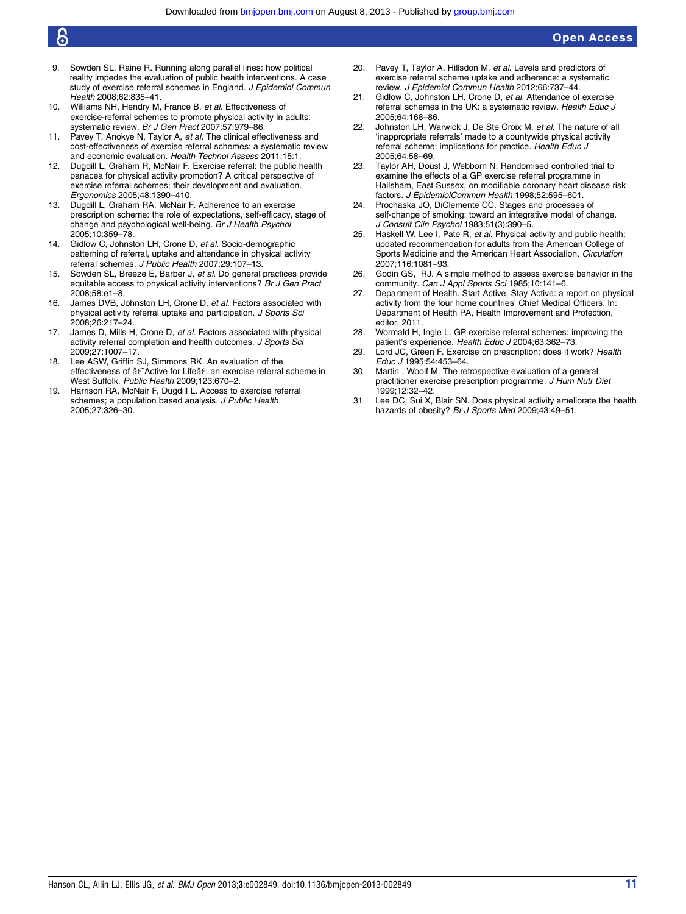9. Sowden SL, Raine R. Running along parallel lines: how political reality impedes the evaluation of public health interventions. A case study of exercise referral schemes in England. *J Epidemiol Commun Health* 2008;62:835–41.
10. Williams NH, Hendry M, France B, *et al*. Effectiveness of exercise-referral schemes to promote physical activity in adults: systematic review. *Br J Gen Pract* 2007;57:979–86.
11. Pavey T, Anokye N, Taylor A, *et al*. The clinical effectiveness and cost-effectiveness of exercise referral schemes: a systematic review and economic evaluation. *Health Technol Assess* 2011;15:1.
12. Dugdill L, Graham R, McNair F. Exercise referral: the public health panacea for physical activity promotion? A critical perspective of exercise referral schemes; their development and evaluation. *Ergonomics* 2005;48:1390–410.
13. Dugdill L, Graham RA, McNair F. Adherence to an exercise prescription scheme: the role of expectations, self-efficacy, stage of change and psychological well-being. *Br J Health Psychol* 2005;10:359–78.
14. Gidlow C, Johnston LH, Crone D, *et al*. Socio-demographic patterning of referral, uptake and attendance in physical activity referral schemes. *J Public Health* 2007;29:107–13.
15. Sowden SL, Breeze E, Barber J, *et al*. Do general practices provide equitable access to physical activity interventions? *Br J Gen Pract* 2008;58:e1–8.
16. James DVB, Johnston LH, Crone D, *et al*. Factors associated with physical activity referral uptake and participation. *J Sports Sci* 2008;26:217–24.
17. James D, Mills H, Crone D, *et al*. Factors associated with physical activity referral completion and health outcomes. *J Sports Sci* 2009;27:1007–17.
18. Lee ASW, Griffin SJ, Simmons RK. An evaluation of the effectiveness of â€˜Active for Lifeâ€: an exercise referral scheme in West Suffolk. *Public Health* 2009;123:670–2.
19. Harrison RA, McNair F, Dugdill L. Access to exercise referral schemes; a population based analysis. *J Public Health* 2005;27:326–30.
20. Pavey T, Taylor A, Hillsdon M, *et al*. Levels and predictors of exercise referral scheme uptake and adherence: a systematic review. *J Epidemiol Commun Health* 2012;66:737–44.
21. Gidlow C, Johnston LH, Crone D, *et al*. Attendance of exercise referral schemes in the UK: a systematic review. *Health Educ J* 2005;64:168–86.
22. Johnston LH, Warwick J, De Ste Croix M, *et al*. The nature of all 'inappropriate referrals' made to a countywide physical activity referral scheme: implications for practice. *Health Educ J* 2005;64:58–69.
23. Taylor AH, Doust J, Webborn N. Randomised controlled trial to examine the effects of a GP exercise referral programme in Hailsham, East Sussex, on modifiable coronary heart disease risk factors. *J EpidemiolCommun Health* 1998;52:595–601.
24. Prochaska JO, DiClemente CC. Stages and processes of self-change of smoking: toward an integrative model of change. *J Consult Clin Psychol* 1983;51(3):390–5.
25. Haskell W, Lee I, Pate R, *et al*. Physical activity and public health: updated recommendation for adults from the American College of Sports Medicine and the American Heart Association. *Circulation* 2007;116:1081–93.
26. Godin GS, RJ. A simple method to assess exercise behavior in the community. *Can J Appl Sports Sci* 1985;10:141–6.
27. Department of Health. Start Active, Stay Active: a report on physical activity from the four home countries' Chief Medical Officers. In: Department of Health PA, Health Improvement and Protection, editor. 2011.
28. Wormald H, Ingle L. GP exercise referral schemes: improving the patient's experience. *Health Educ J* 2004;63:362–73.
29. Lord JC, Green F. Exercise on prescription: does it work? *Health Educ J* 1995;54:453–64.
30. Martin , Woolf M. The retrospective evaluation of a general practitioner exercise prescription programme. *J Hum Nutr Diet* 1999;12:32–42.
31. Lee DC, Sui X, Blair SN. Does physical activity ameliorate the health hazards of obesity? *Br J Sports Med* 2009;43:49–51.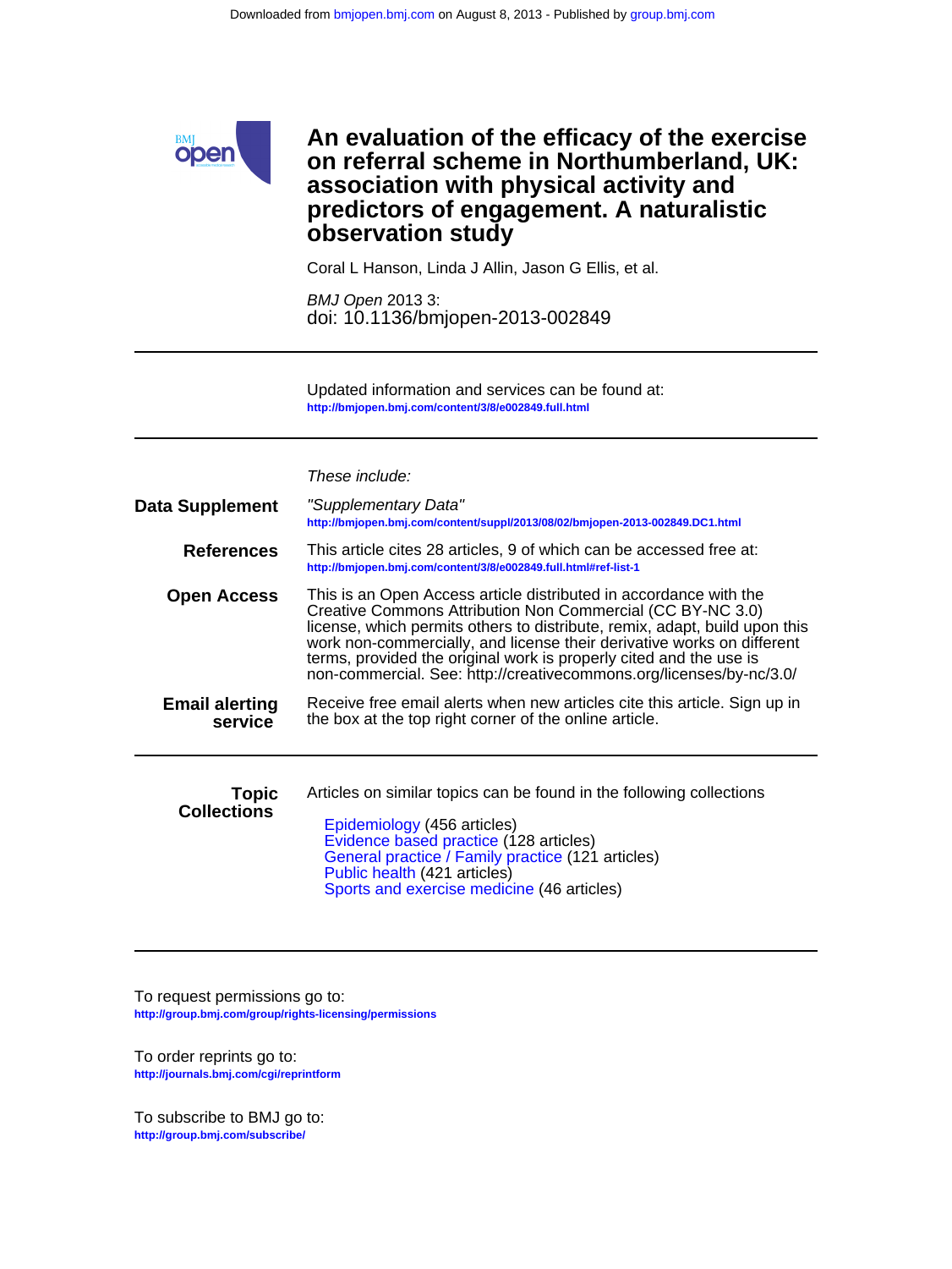# An evaluation of the efficacy of the exercise on referral scheme in Northumberland, UK: association with physical activity and predictors of engagement. A naturalistic observation study

Coral L Hanson, Linda J Allin, Jason G Ellis, et al.

*BMJ Open* 2013 3:
doi: 10.1136/bmjopen-2013-002849

---

Updated information and services can be found at:
http://bmjopen.bmj.com/content/3/8/e002849.full.html

---

*These include:*

**Data Supplement**

"Supplementary Data"
http://bmjopen.bmj.com/content/suppl/2013/08/02/bmjopen-2013-002849.DC1.html

**References**

This article cites 28 articles, 9 of which can be accessed free at:
http://bmjopen.bmj.com/content/3/8/e002849.full.html#ref-list-1

**Open Access**

This is an Open Access article distributed in accordance with the Creative Commons Attribution Non Commercial (CC BY-NC 3.0) license, which permits others to distribute, remix, adapt, build upon this work non-commercially, and license their derivative works on different terms, provided the original work is properly cited and the use is non-commercial. See: http://creativecommons.org/licenses/by-nc/3.0/

**Email alerting service**

Receive free email alerts when new articles cite this article. Sign up in the box at the top right corner of the online article.

---

**Topic Collections**

Articles on similar topics can be found in the following collections

- Epidemiology (456 articles)
- Evidence based practice (128 articles)
- General practice / Family practice (121 articles)
- Public health (421 articles)
- Sports and exercise medicine (46 articles)

---

To request permissions go to:
http://group.bmj.com/group/rights-licensing/permissions

To order reprints go to:
http://journals.bmj.com/cgi/reprintform

To subscribe to BMJ go to:
http://group.bmj.com/subscribe/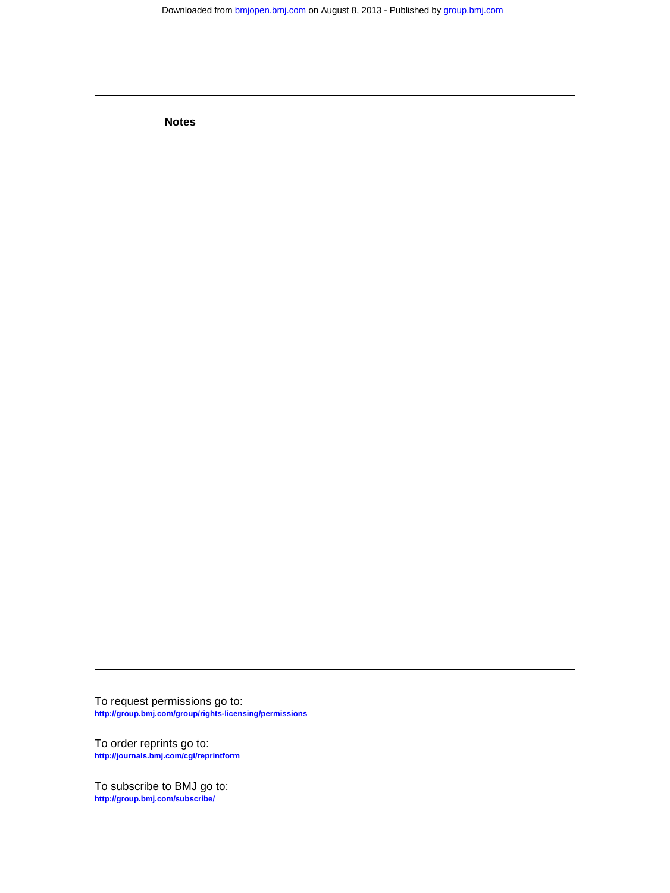**Notes**

To request permissions go to:
http://group.bmj.com/group/rights-licensing/permissions

To order reprints go to:
http://journals.bmj.com/cgi/reprintform

To subscribe to BMJ go to:
http://group.bmj.com/subscribe/